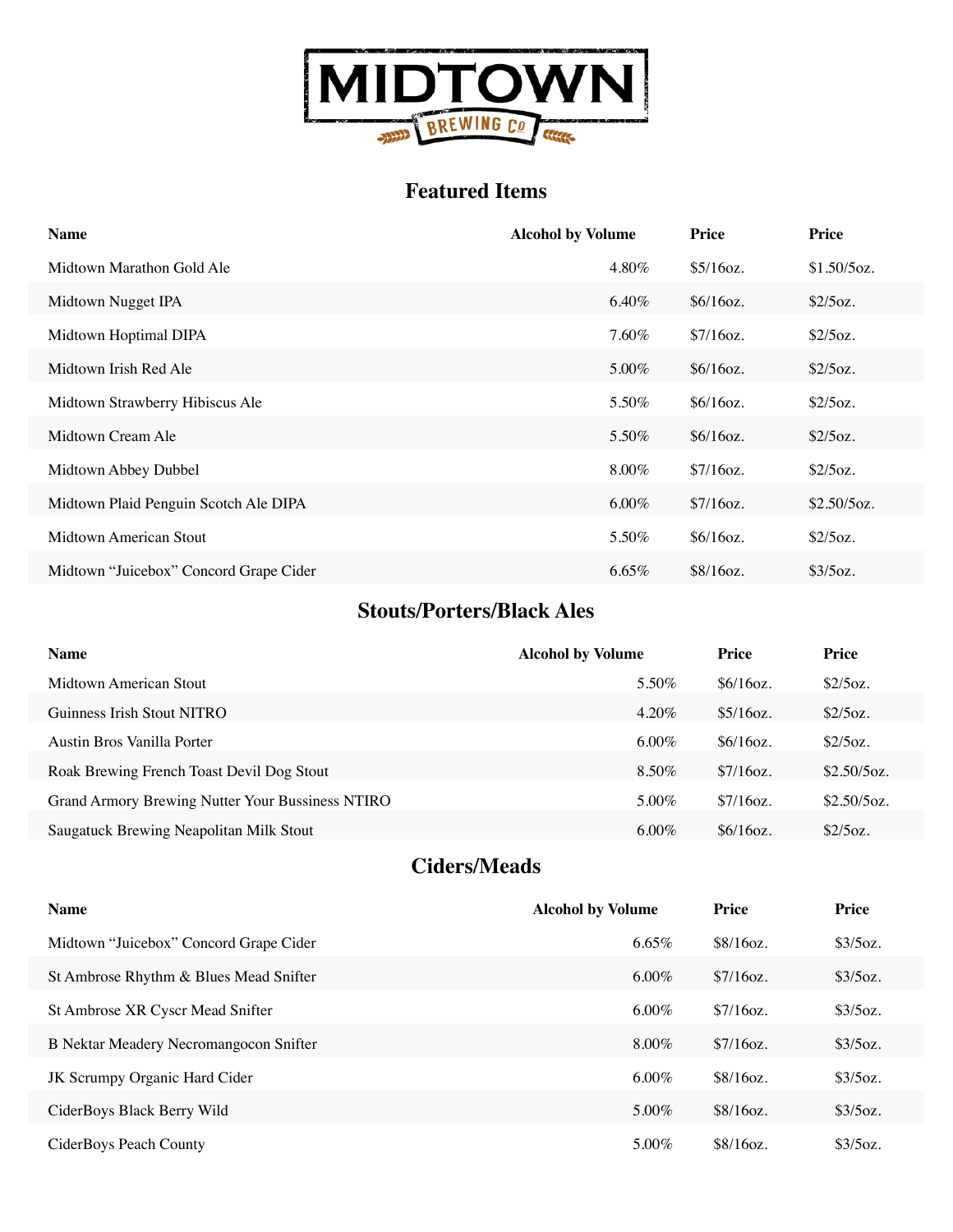# MIDTOWN BREWING Co

## Featured Items

| Name | Alcohol by Volume | Price | Price |
|---|---|---|---|
| Midtown Marathon Gold Ale | 4.80% | $5/16oz. | $1.50/5oz. |
| Midtown Nugget IPA | 6.40% | $6/16oz. | $2/5oz. |
| Midtown Hoptimal DIPA | 7.60% | $7/16oz. | $2/5oz. |
| Midtown Irish Red Ale | 5.00% | $6/16oz. | $2/5oz. |
| Midtown Strawberry Hibiscus Ale | 5.50% | $6/16oz. | $2/5oz. |
| Midtown Cream Ale | 5.50% | $6/16oz. | $2/5oz. |
| Midtown Abbey Dubbel | 8.00% | $7/16oz. | $2/5oz. |
| Midtown Plaid Penguin Scotch Ale DIPA | 6.00% | $7/16oz. | $2.50/5oz. |
| Midtown American Stout | 5.50% | $6/16oz. | $2/5oz. |
| Midtown “Juicebox” Concord Grape Cider | 6.65% | $8/16oz. | $3/5oz. |

## Stouts/Porters/Black Ales

| Name | Alcohol by Volume | Price | Price |
|---|---|---|---|
| Midtown American Stout | 5.50% | $6/16oz. | $2/5oz. |
| Guinness Irish Stout NITRO | 4.20% | $5/16oz. | $2/5oz. |
| Austin Bros Vanilla Porter | 6.00% | $6/16oz. | $2/5oz. |
| Roak Brewing French Toast Devil Dog Stout | 8.50% | $7/16oz. | $2.50/5oz. |
| Grand Armory Brewing Nutter Your Bussiness NTIRO | 5.00% | $7/16oz. | $2.50/5oz. |
| Saugatuck Brewing Neapolitan Milk Stout | 6.00% | $6/16oz. | $2/5oz. |

## Ciders/Meads

| Name | Alcohol by Volume | Price | Price |
|---|---|---|---|
| Midtown “Juicebox” Concord Grape Cider | 6.65% | $8/16oz. | $3/5oz. |
| St Ambrose Rhythm & Blues Mead Snifter | 6.00% | $7/16oz. | $3/5oz. |
| St Ambrose XR Cyscr Mead Snifter | 6.00% | $7/16oz. | $3/5oz. |
| B Nektar Meadery Necromangocon Snifter | 8.00% | $7/16oz. | $3/5oz. |
| JK Scrumpy Organic Hard Cider | 6.00% | $8/16oz. | $3/5oz. |
| CiderBoys Black Berry Wild | 5.00% | $8/16oz. | $3/5oz. |
| CiderBoys Peach County | 5.00% | $8/16oz. | $3/5oz. |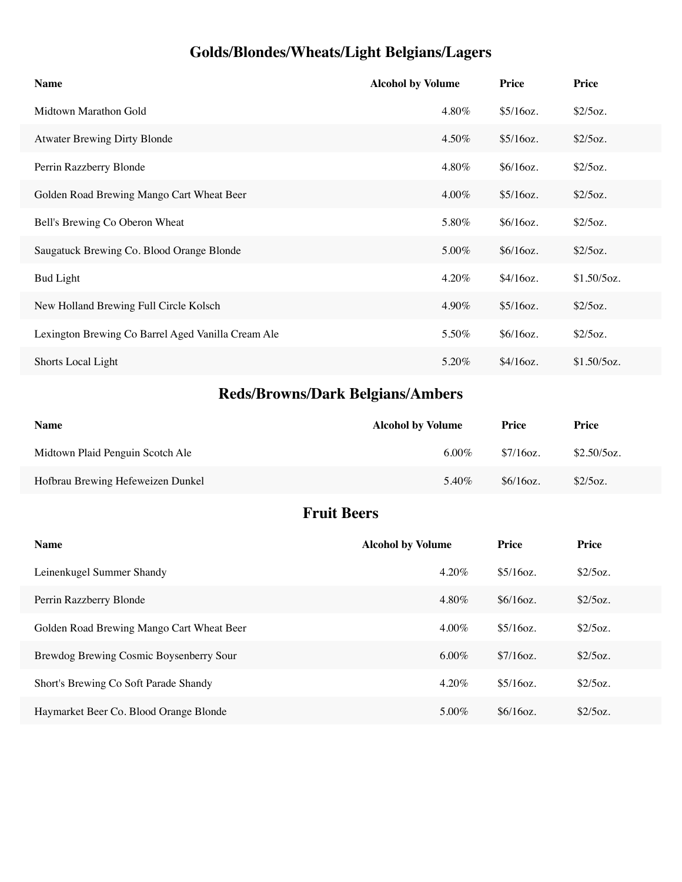## Golds/Blondes/Wheats/Light Belgians/Lagers

| Name | Alcohol by Volume | Price | Price |
|---|---|---|---|
| Midtown Marathon Gold | 4.80% | $5/16oz. | $2/5oz. |
| Atwater Brewing Dirty Blonde | 4.50% | $5/16oz. | $2/5oz. |
| Perrin Razzberry Blonde | 4.80% | $6/16oz. | $2/5oz. |
| Golden Road Brewing Mango Cart Wheat Beer | 4.00% | $5/16oz. | $2/5oz. |
| Bell's Brewing Co Oberon Wheat | 5.80% | $6/16oz. | $2/5oz. |
| Saugatuck Brewing Co. Blood Orange Blonde | 5.00% | $6/16oz. | $2/5oz. |
| Bud Light | 4.20% | $4/16oz. | $1.50/5oz. |
| New Holland Brewing Full Circle Kolsch | 4.90% | $5/16oz. | $2/5oz. |
| Lexington Brewing Co Barrel Aged Vanilla Cream Ale | 5.50% | $6/16oz. | $2/5oz. |
| Shorts Local Light | 5.20% | $4/16oz. | $1.50/5oz. |

## Reds/Browns/Dark Belgians/Ambers

| Name | Alcohol by Volume | Price | Price |
|---|---|---|---|
| Midtown Plaid Penguin Scotch Ale | 6.00% | $7/16oz. | $2.50/5oz. |
| Hofbrau Brewing Hefeweizen Dunkel | 5.40% | $6/16oz. | $2/5oz. |

## Fruit Beers

| Name | Alcohol by Volume | Price | Price |
|---|---|---|---|
| Leinenkugel Summer Shandy | 4.20% | $5/16oz. | $2/5oz. |
| Perrin Razzberry Blonde | 4.80% | $6/16oz. | $2/5oz. |
| Golden Road Brewing Mango Cart Wheat Beer | 4.00% | $5/16oz. | $2/5oz. |
| Brewdog Brewing Cosmic Boysenberry Sour | 6.00% | $7/16oz. | $2/5oz. |
| Short's Brewing Co Soft Parade Shandy | 4.20% | $5/16oz. | $2/5oz. |
| Haymarket Beer Co. Blood Orange Blonde | 5.00% | $6/16oz. | $2/5oz. |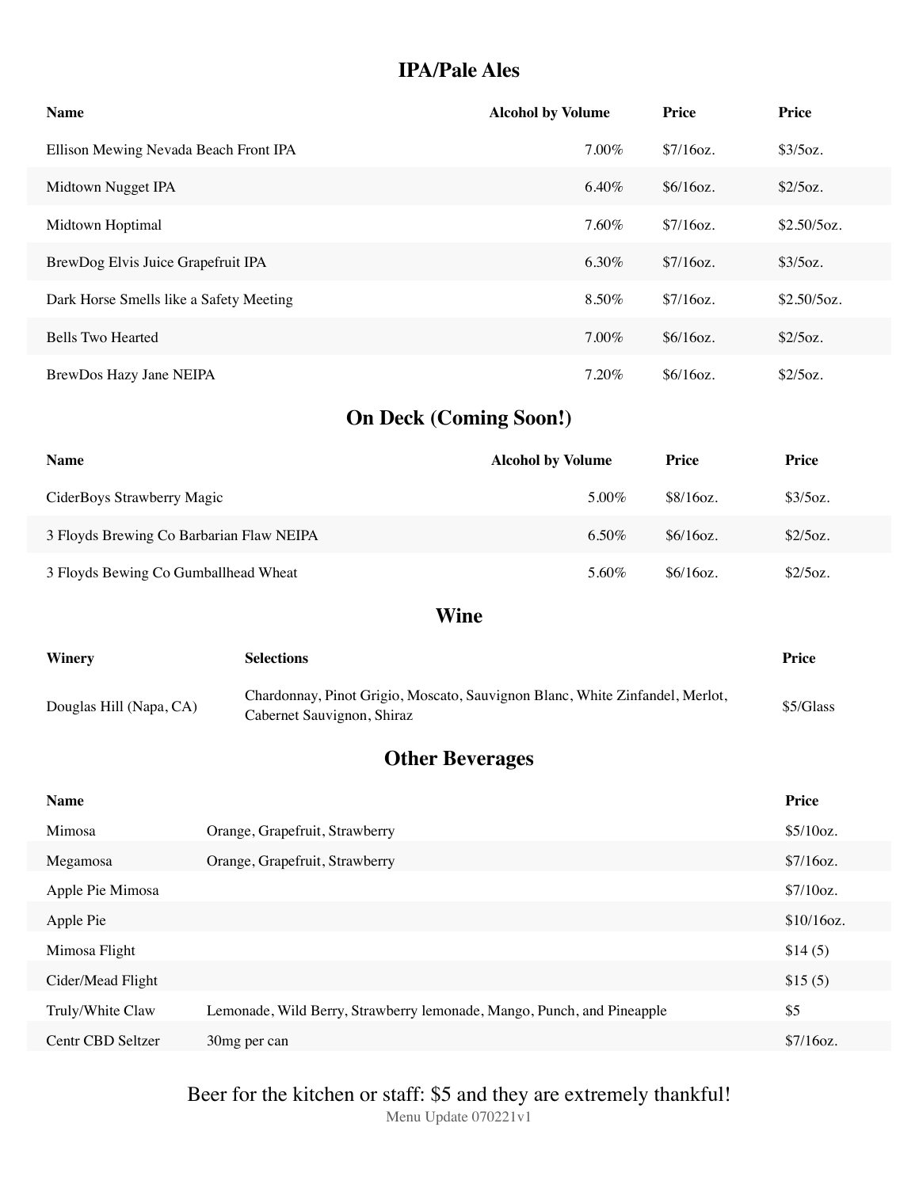## IPA/Pale Ales

| Name | Alcohol by Volume | Price | Price |
| --- | --- | --- | --- |
| Ellison Mewing Nevada Beach Front IPA | 7.00% | $7/16oz. | $3/5oz. |
| Midtown Nugget IPA | 6.40% | $6/16oz. | $2/5oz. |
| Midtown Hoptimal | 7.60% | $7/16oz. | $2.50/5oz. |
| BrewDog Elvis Juice Grapefruit IPA | 6.30% | $7/16oz. | $3/5oz. |
| Dark Horse Smells like a Safety Meeting | 8.50% | $7/16oz. | $2.50/5oz. |
| Bells Two Hearted | 7.00% | $6/16oz. | $2/5oz. |
| BrewDos Hazy Jane NEIPA | 7.20% | $6/16oz. | $2/5oz. |

## On Deck (Coming Soon!)

| Name | Alcohol by Volume | Price | Price |
| --- | --- | --- | --- |
| CiderBoys Strawberry Magic | 5.00% | $8/16oz. | $3/5oz. |
| 3 Floyds Brewing Co Barbarian Flaw NEIPA | 6.50% | $6/16oz. | $2/5oz. |
| 3 Floyds Bewing Co Gumballhead Wheat | 5.60% | $6/16oz. | $2/5oz. |

## Wine

| Winery | Selections | Price |
| --- | --- | --- |
| Douglas Hill (Napa, CA) | Chardonnay, Pinot Grigio, Moscato, Sauvignon Blanc, White Zinfandel, Merlot, Cabernet Sauvignon, Shiraz | $5/Glass |

## Other Beverages

| Name | | Price |
| --- | --- | --- |
| Mimosa | Orange, Grapefruit, Strawberry | $5/10oz. |
| Megamosa | Orange, Grapefruit, Strawberry | $7/16oz. |
| Apple Pie Mimosa | | $7/10oz. |
| Apple Pie | | $10/16oz. |
| Mimosa Flight | | $14 (5) |
| Cider/Mead Flight | | $15 (5) |
| Truly/White Claw | Lemonade, Wild Berry, Strawberry lemonade, Mango, Punch, and Pineapple | $5 |
| Centr CBD Seltzer | 30mg per can | $7/16oz. |

Beer for the kitchen or staff: $5 and they are extremely thankful!

Menu Update 070221v1